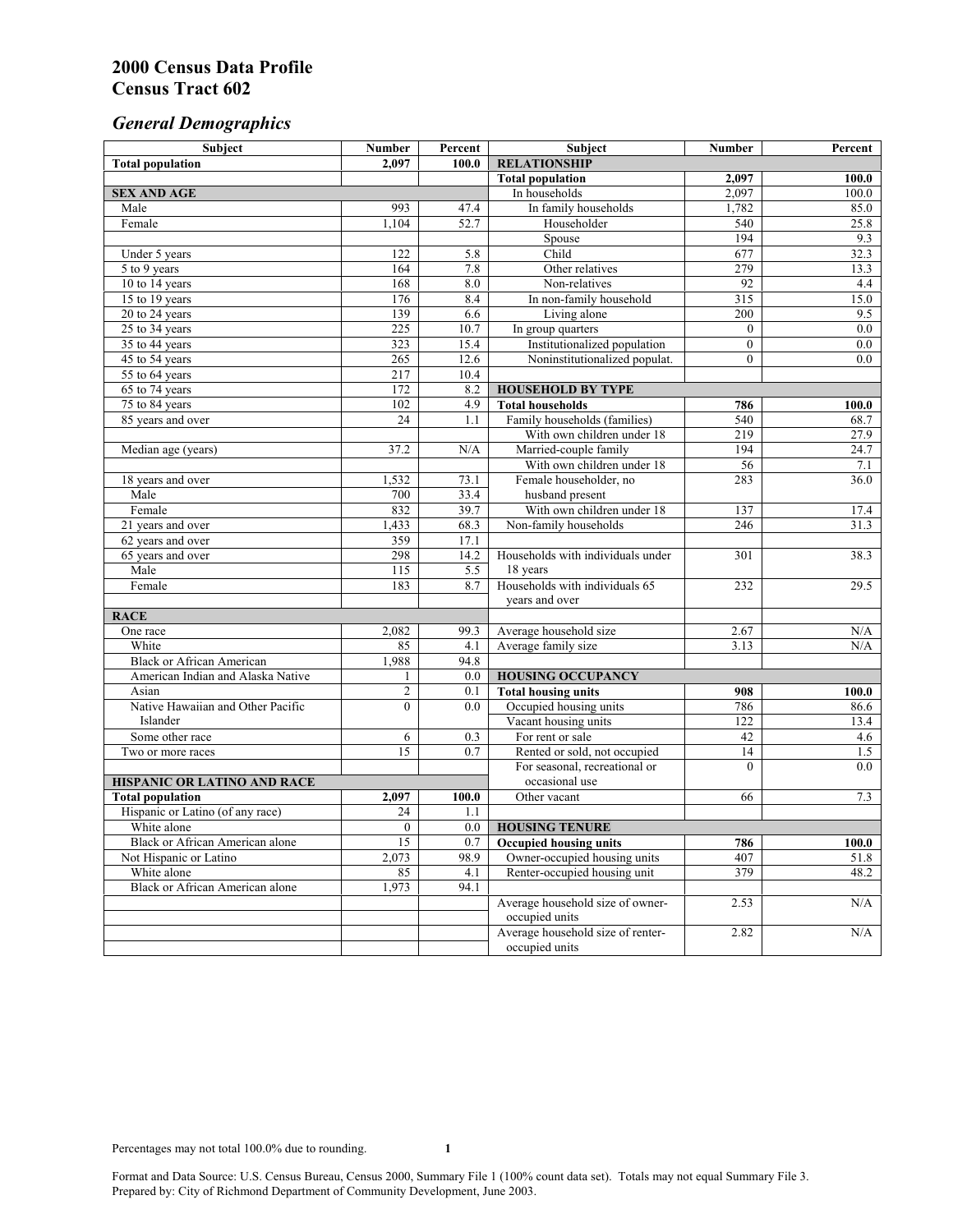# 2000 Census Data Profile
# Census Tract 602

## *General Demographics*

| Subject | Number | Percent | Subject | Number | Percent |
|---|---|---|---|---|---|
| **Total population** | **2,097** | **100.0** | **RELATIONSHIP** | | |
| | | | **Total population** | **2,097** | **100.0** |
| **SEX AND AGE** | | | In households | 2,097 | 100.0 |
| Male | 993 | 47.4 | In family households | 1,782 | 85.0 |
| Female | 1,104 | 52.7 | Householder | 540 | 25.8 |
| | | | Spouse | 194 | 9.3 |
| Under 5 years | 122 | 5.8 | Child | 677 | 32.3 |
| 5 to 9 years | 164 | 7.8 | Other relatives | 279 | 13.3 |
| 10 to 14 years | 168 | 8.0 | Non-relatives | 92 | 4.4 |
| 15 to 19 years | 176 | 8.4 | In non-family household | 315 | 15.0 |
| 20 to 24 years | 139 | 6.6 | Living alone | 200 | 9.5 |
| 25 to 34 years | 225 | 10.7 | In group quarters | 0 | 0.0 |
| 35 to 44 years | 323 | 15.4 | Institutionalized population | 0 | 0.0 |
| 45 to 54 years | 265 | 12.6 | Noninstitutionalized populat. | 0 | 0.0 |
| 55 to 64 years | 217 | 10.4 | | | |
| 65 to 74 years | 172 | 8.2 | **HOUSEHOLD BY TYPE** | | |
| 75 to 84 years | 102 | 4.9 | **Total households** | **786** | **100.0** |
| 85 years and over | 24 | 1.1 | Family households (families) | 540 | 68.7 |
| | | | With own children under 18 | 219 | 27.9 |
| Median age (years) | 37.2 | N/A | Married-couple family | 194 | 24.7 |
| | | | With own children under 18 | 56 | 7.1 |
| 18 years and over | 1,532 | 73.1 | Female householder, no husband present | 283 | 36.0 |
| Male | 700 | 33.4 | | | |
| Female | 832 | 39.7 | With own children under 18 | 137 | 17.4 |
| 21 years and over | 1,433 | 68.3 | Non-family households | 246 | 31.3 |
| 62 years and over | 359 | 17.1 | | | |
| 65 years and over | 298 | 14.2 | Households with individuals under 18 years | 301 | 38.3 |
| Male | 115 | 5.5 | | | |
| Female | 183 | 8.7 | Households with individuals 65 years and over | 232 | 29.5 |
| **RACE** | | | | | |
| One race | 2,082 | 99.3 | Average household size | 2.67 | N/A |
| White | 85 | 4.1 | Average family size | 3.13 | N/A |
| Black or African American | 1,988 | 94.8 | | | |
| American Indian and Alaska Native | 1 | 0.0 | **HOUSING OCCUPANCY** | | |
| Asian | 2 | 0.1 | **Total housing units** | **908** | **100.0** |
| Native Hawaiian and Other Pacific Islander | 0 | 0.0 | Occupied housing units | 786 | 86.6 |
| | | | Vacant housing units | 122 | 13.4 |
| Some other race | 6 | 0.3 | For rent or sale | 42 | 4.6 |
| Two or more races | 15 | 0.7 | Rented or sold, not occupied | 14 | 1.5 |
| | | | For seasonal, recreational or occasional use | 0 | 0.0 |
| **HISPANIC OR LATINO AND RACE** | | | | | |
| **Total population** | **2,097** | **100.0** | Other vacant | 66 | 7.3 |
| Hispanic or Latino (of any race) | 24 | 1.1 | | | |
| White alone | 0 | 0.0 | **HOUSING TENURE** | | |
| Black or African American alone | 15 | 0.7 | **Occupied housing units** | **786** | **100.0** |
| Not Hispanic or Latino | 2,073 | 98.9 | Owner-occupied housing units | 407 | 51.8 |
| White alone | 85 | 4.1 | Renter-occupied housing unit | 379 | 48.2 |
| Black or African American alone | 1,973 | 94.1 | | | |
| | | | Average household size of owner-occupied units | 2.53 | N/A |
| | | | Average household size of renter-occupied units | 2.82 | N/A |

Percentages may not total 100.0% due to rounding.

Format and Data Source: U.S. Census Bureau, Census 2000, Summary File 1 (100% count data set). Totals may not equal Summary File 3.
Prepared by: City of Richmond Department of Community Development, June 2003.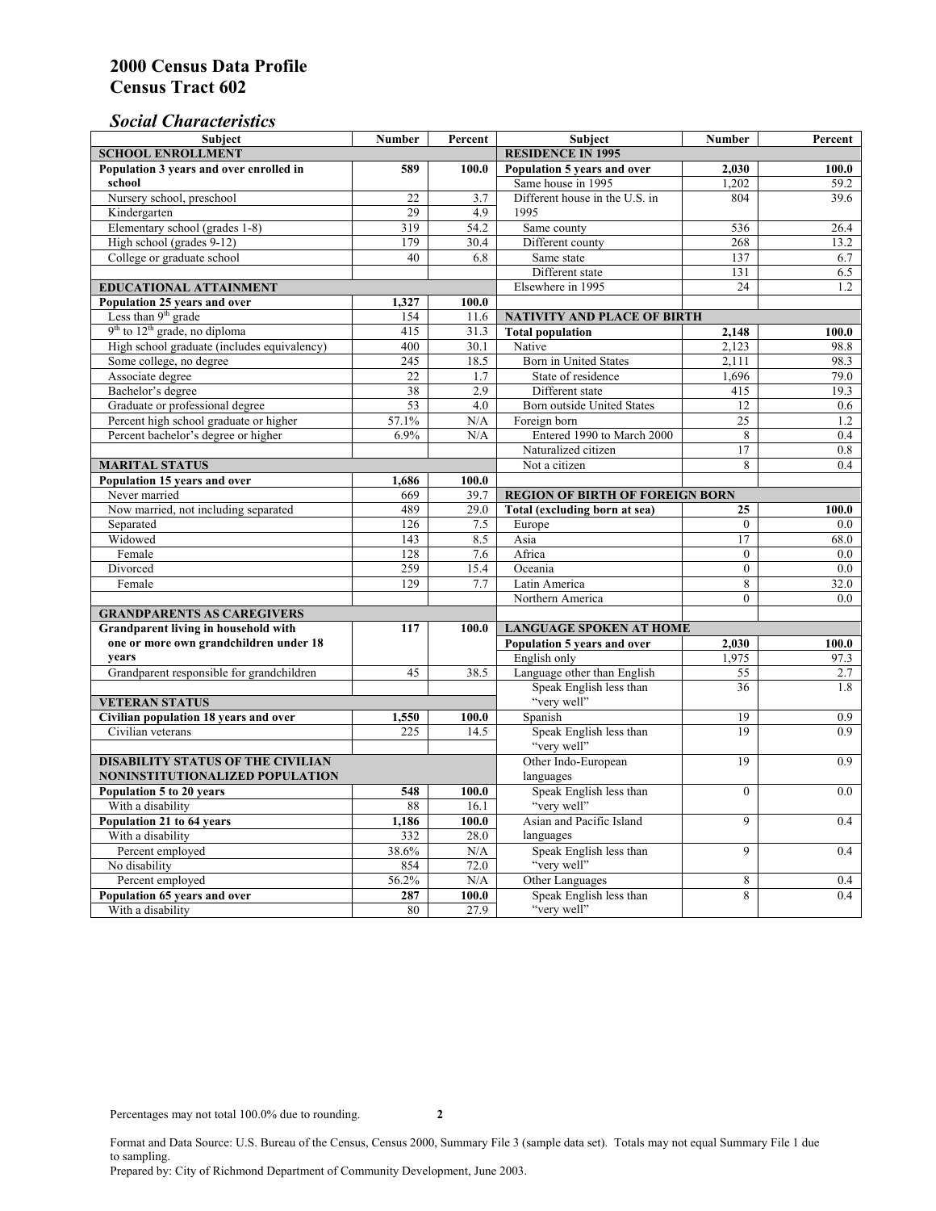# 2000 Census Data Profile
# Census Tract 602

## *Social Characteristics*

| Subject | Number | Percent | Subject | Number | Percent |
|---|---|---|---|---|---|
| **SCHOOL ENROLLMENT** | | | **RESIDENCE IN 1995** | | |
| **Population 3 years and over enrolled in school** | **589** | **100.0** | **Population 5 years and over** | **2,030** | **100.0** |
| Nursery school, preschool | 22 | 3.7 | Same house in 1995 | 1,202 | 59.2 |
| Kindergarten | 29 | 4.9 | Different house in the U.S. in 1995 | 804 | 39.6 |
| Elementary school (grades 1-8) | 319 | 54.2 | Same county | 536 | 26.4 |
| High school (grades 9-12) | 179 | 30.4 | Different county | 268 | 13.2 |
| College or graduate school | 40 | 6.8 | Same state | 137 | 6.7 |
| | | | Different state | 131 | 6.5 |
| **EDUCATIONAL ATTAINMENT** | | | Elsewhere in 1995 | 24 | 1.2 |
| **Population 25 years and over** | **1,327** | **100.0** | | | |
| Less than 9th grade | 154 | 11.6 | **NATIVITY AND PLACE OF BIRTH** | | |
| 9th to 12th grade, no diploma | 415 | 31.3 | **Total population** | **2,148** | **100.0** |
| High school graduate (includes equivalency) | 400 | 30.1 | Native | 2,123 | 98.8 |
| Some college, no degree | 245 | 18.5 | Born in United States | 2,111 | 98.3 |
| Associate degree | 22 | 1.7 | State of residence | 1,696 | 79.0 |
| Bachelor's degree | 38 | 2.9 | Different state | 415 | 19.3 |
| Graduate or professional degree | 53 | 4.0 | Born outside United States | 12 | 0.6 |
| Percent high school graduate or higher | 57.1% | N/A | Foreign born | 25 | 1.2 |
| Percent bachelor's degree or higher | 6.9% | N/A | Entered 1990 to March 2000 | 8 | 0.4 |
| | | | Naturalized citizen | 17 | 0.8 |
| **MARITAL STATUS** | | | Not a citizen | 8 | 0.4 |
| **Population 15 years and over** | **1,686** | **100.0** | | | |
| Never married | 669 | 39.7 | **REGION OF BIRTH OF FOREIGN BORN** | | |
| Now married, not including separated | 489 | 29.0 | **Total (excluding born at sea)** | **25** | **100.0** |
| Separated | 126 | 7.5 | Europe | 0 | 0.0 |
| Widowed | 143 | 8.5 | Asia | 17 | 68.0 |
| Female | 128 | 7.6 | Africa | 0 | 0.0 |
| Divorced | 259 | 15.4 | Oceania | 0 | 0.0 |
| Female | 129 | 7.7 | Latin America | 8 | 32.0 |
| | | | Northern America | 0 | 0.0 |
| **GRANDPARENTS AS CAREGIVERS** | | | | | |
| **Grandparent living in household with one or more own grandchildren under 18 years** | **117** | **100.0** | **LANGUAGE SPOKEN AT HOME** | | |
| | | | **Population 5 years and over** | **2,030** | **100.0** |
| | | | English only | 1,975 | 97.3 |
| Grandparent responsible for grandchildren | 45 | 38.5 | Language other than English | 55 | 2.7 |
| | | | Speak English less than "very well" | 36 | 1.8 |
| **VETERAN STATUS** | | | | | |
| **Civilian population 18 years and over** | **1,550** | **100.0** | Spanish | 19 | 0.9 |
| Civilian veterans | 225 | 14.5 | Speak English less than "very well" | 19 | 0.9 |
| **DISABILITY STATUS OF THE CIVILIAN NONINSTITUTIONALIZED POPULATION** | | | Other Indo-European languages | 19 | 0.9 |
| **Population 5 to 20 years** | **548** | **100.0** | Speak English less than "very well" | 0 | 0.0 |
| With a disability | 88 | 16.1 | | | |
| **Population 21 to 64 years** | **1,186** | **100.0** | Asian and Pacific Island languages | 9 | 0.4 |
| With a disability | 332 | 28.0 | | | |
| Percent employed | 38.6% | N/A | Speak English less than "very well" | 9 | 0.4 |
| No disability | 854 | 72.0 | | | |
| Percent employed | 56.2% | N/A | Other Languages | 8 | 0.4 |
| **Population 65 years and over** | **287** | **100.0** | Speak English less than "very well" | 8 | 0.4 |
| With a disability | 80 | 27.9 | | | |

Percentages may not total 100.0% due to rounding.

Format and Data Source: U.S. Bureau of the Census, Census 2000, Summary File 3 (sample data set). Totals may not equal Summary File 1 due to sampling.
Prepared by: City of Richmond Department of Community Development, June 2003.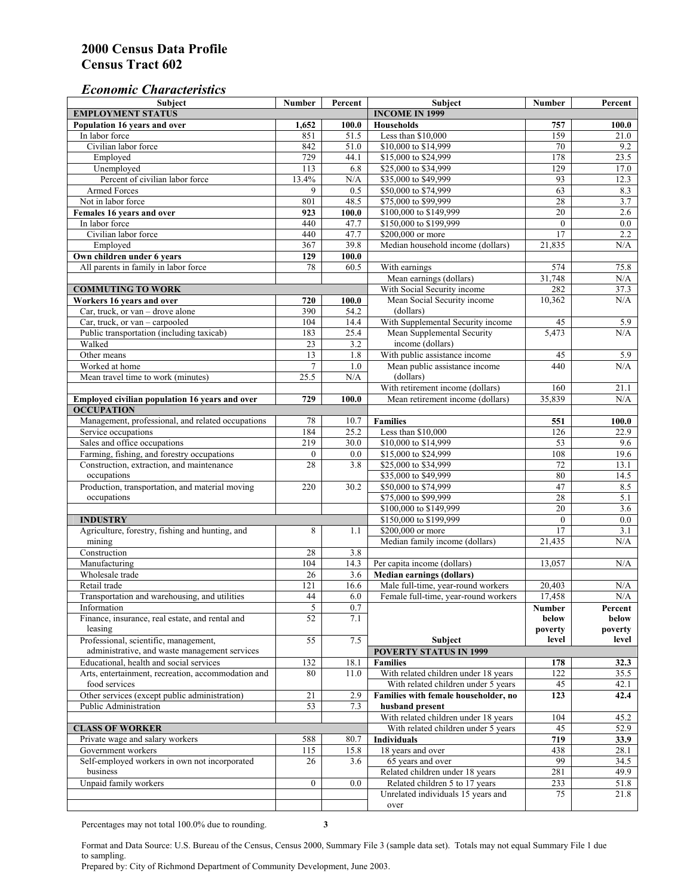# 2000 Census Data Profile
# Census Tract 602

### *Economic Characteristics*

| Subject | Number | Percent |
|---|---|---|
| **EMPLOYMENT STATUS** | | |
| **Population 16 years and over** | **1,652** | **100.0** |
| In labor force | 851 | 51.5 |
| Civilian labor force | 842 | 51.0 |
| Employed | 729 | 44.1 |
| Unemployed | 113 | 6.8 |
| Percent of civilian labor force | 13.4% | N/A |
| Armed Forces | 9 | 0.5 |
| Not in labor force | 801 | 48.5 |
| **Females 16 years and over** | **923** | **100.0** |
| In labor force | 440 | 47.7 |
| Civilian labor force | 440 | 47.7 |
| Employed | 367 | 39.8 |
| **Own children under 6 years** | **129** | **100.0** |
| All parents in family in labor force | 78 | 60.5 |
| **COMMUTING TO WORK** | | |
| **Workers 16 years and over** | **720** | **100.0** |
| Car, truck, or van – drove alone | 390 | 54.2 |
| Car, truck, or van – carpooled | 104 | 14.4 |
| Public transportation (including taxicab) | 183 | 25.4 |
| Walked | 23 | 3.2 |
| Other means | 13 | 1.8 |
| Worked at home | 7 | 1.0 |
| Mean travel time to work (minutes) | 25.5 | N/A |
| **Employed civilian population 16 years and over** | **729** | **100.0** |
| **OCCUPATION** | | |
| Management, professional, and related occupations | 78 | 10.7 |
| Service occupations | 184 | 25.2 |
| Sales and office occupations | 219 | 30.0 |
| Farming, fishing, and forestry occupations | 0 | 0.0 |
| Construction, extraction, and maintenance occupations | 28 | 3.8 |
| Production, transportation, and material moving occupations | 220 | 30.2 |
| **INDUSTRY** | | |
| Agriculture, forestry, fishing and hunting, and mining | 8 | 1.1 |
| Construction | 28 | 3.8 |
| Manufacturing | 104 | 14.3 |
| Wholesale trade | 26 | 3.6 |
| Retail trade | 121 | 16.6 |
| Transportation and warehousing, and utilities | 44 | 6.0 |
| Information | 5 | 0.7 |
| Finance, insurance, real estate, and rental and leasing | 52 | 7.1 |
| Professional, scientific, management, administrative, and waste management services | 55 | 7.5 |
| Educational, health and social services | 132 | 18.1 |
| Arts, entertainment, recreation, accommodation and food services | 80 | 11.0 |
| Other services (except public administration) | 21 | 2.9 |
| Public Administration | 53 | 7.3 |
| **CLASS OF WORKER** | | |
| Private wage and salary workers | 588 | 80.7 |
| Government workers | 115 | 15.8 |
| Self-employed workers in own not incorporated business | 26 | 3.6 |
| Unpaid family workers | 0 | 0.0 |

| Subject | Number | Percent |
|---|---|---|
| **INCOME IN 1999** | | |
| **Households** | **757** | **100.0** |
| Less than $10,000 | 159 | 21.0 |
| $10,000 to $14,999 | 70 | 9.2 |
| $15,000 to $24,999 | 178 | 23.5 |
| $25,000 to $34,999 | 129 | 17.0 |
| $35,000 to $49,999 | 93 | 12.3 |
| $50,000 to $74,999 | 63 | 8.3 |
| $75,000 to $99,999 | 28 | 3.7 |
| $100,000 to $149,999 | 20 | 2.6 |
| $150,000 to $199,999 | 0 | 0.0 |
| $200,000 or more | 17 | 2.2 |
| Median household income (dollars) | 21,835 | N/A |
| With earnings | 574 | 75.8 |
| Mean earnings (dollars) | 31,748 | N/A |
| With Social Security income | 282 | 37.3 |
| Mean Social Security income (dollars) | 10,362 | N/A |
| With Supplemental Security income | 45 | 5.9 |
| Mean Supplemental Security income (dollars) | 5,473 | N/A |
| With public assistance income | 45 | 5.9 |
| Mean public assistance income (dollars) | 440 | N/A |
| With retirement income (dollars) | 160 | 21.1 |
| Mean retirement income (dollars) | 35,839 | N/A |
| **Families** | **551** | **100.0** |
| Less than $10,000 | 126 | 22.9 |
| $10,000 to $14,999 | 53 | 9.6 |
| $15,000 to $24,999 | 108 | 19.6 |
| $25,000 to $34,999 | 72 | 13.1 |
| $35,000 to $49,999 | 80 | 14.5 |
| $50,000 to $74,999 | 47 | 8.5 |
| $75,000 to $99,999 | 28 | 5.1 |
| $100,000 to $149,999 | 20 | 3.6 |
| $150,000 to $199,999 | 0 | 0.0 |
| $200,000 or more | 17 | 3.1 |
| Median family income (dollars) | 21,435 | N/A |
| Per capita income (dollars) | 13,057 | N/A |
| **Median earnings (dollars)** | | |
| Male full-time, year-round workers | 20,403 | N/A |
| Female full-time, year-round workers | 17,458 | N/A |

| Subject | Number below poverty level | Percent below poverty level |
|---|---|---|
| **POVERTY STATUS IN 1999** | | |
| **Families** | **178** | **32.3** |
| With related children under 18 years | 122 | 35.5 |
| With related children under 5 years | 45 | 42.1 |
| **Families with female householder, no husband present** | **123** | **42.4** |
| With related children under 18 years | 104 | 45.2 |
| With related children under 5 years | 45 | 52.9 |
| **Individuals** | **719** | **33.9** |
| 18 years and over | 438 | 28.1 |
| 65 years and over | 99 | 34.5 |
| Related children under 18 years | 281 | 49.9 |
| Related children 5 to 17 years | 233 | 51.8 |
| Unrelated individuals 15 years and over | 75 | 21.8 |

Percentages may not total 100.0% due to rounding.

Format and Data Source: U.S. Bureau of the Census, Census 2000, Summary File 3 (sample data set). Totals may not equal Summary File 1 due to sampling.
Prepared by: City of Richmond Department of Community Development, June 2003.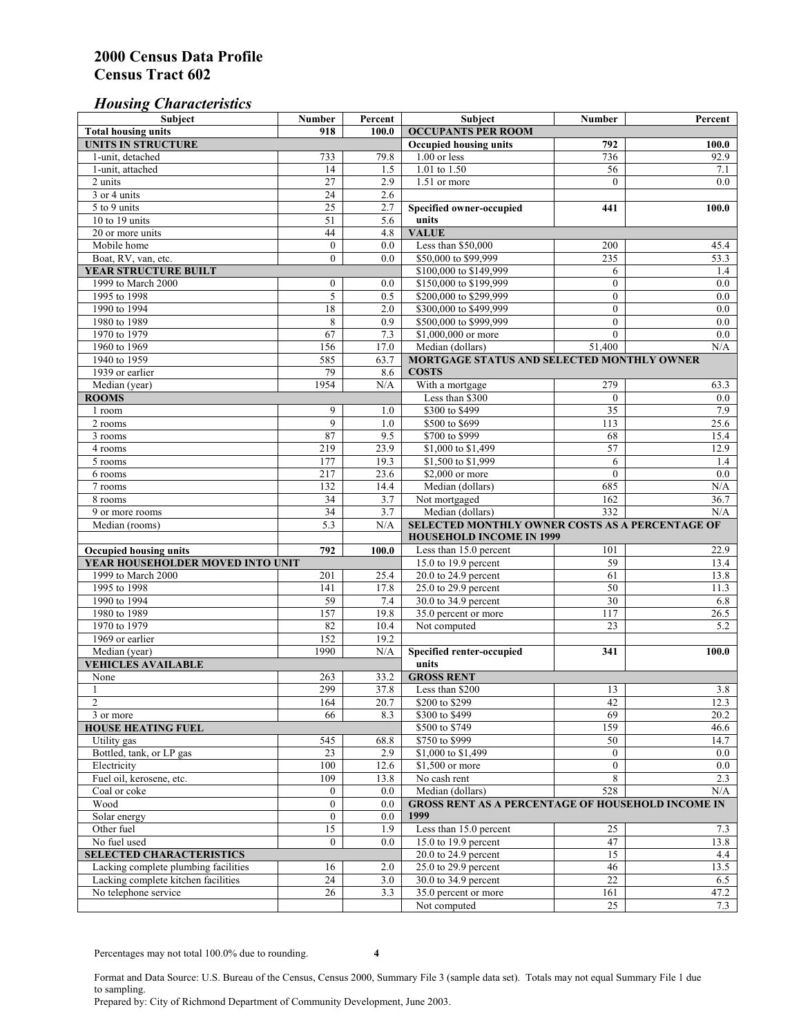# 2000 Census Data Profile
# Census Tract 602

## *Housing Characteristics*

| Subject | Number | Percent | Subject | Number | Percent |
|---|---|---|---|---|---|
| **Total housing units** | **918** | **100.0** | **OCCUPANTS PER ROOM** | | |
| **UNITS IN STRUCTURE** | | | **Occupied housing units** | **792** | **100.0** |
| 1-unit, detached | 733 | 79.8 | 1.00 or less | 736 | 92.9 |
| 1-unit, attached | 14 | 1.5 | 1.01 to 1.50 | 56 | 7.1 |
| 2 units | 27 | 2.9 | 1.51 or more | 0 | 0.0 |
| 3 or 4 units | 24 | 2.6 | | | |
| 5 to 9 units | 25 | 2.7 | **Specified owner-occupied units** | **441** | **100.0** |
| 10 to 19 units | 51 | 5.6 | | | |
| 20 or more units | 44 | 4.8 | **VALUE** | | |
| Mobile home | 0 | 0.0 | Less than $50,000 | 200 | 45.4 |
| Boat, RV, van, etc. | 0 | 0.0 | $50,000 to $99,999 | 235 | 53.3 |
| **YEAR STRUCTURE BUILT** | | | $100,000 to $149,999 | 6 | 1.4 |
| 1999 to March 2000 | 0 | 0.0 | $150,000 to $199,999 | 0 | 0.0 |
| 1995 to 1998 | 5 | 0.5 | $200,000 to $299,999 | 0 | 0.0 |
| 1990 to 1994 | 18 | 2.0 | $300,000 to $499,999 | 0 | 0.0 |
| 1980 to 1989 | 8 | 0.9 | $500,000 to $999,999 | 0 | 0.0 |
| 1970 to 1979 | 67 | 7.3 | $1,000,000 or more | 0 | 0.0 |
| 1960 to 1969 | 156 | 17.0 | Median (dollars) | 51,400 | N/A |
| 1940 to 1959 | 585 | 63.7 | **MORTGAGE STATUS AND SELECTED MONTHLY OWNER COSTS** | | |
| 1939 or earlier | 79 | 8.6 | | | |
| Median (year) | 1954 | N/A | With a mortgage | 279 | 63.3 |
| **ROOMS** | | | Less than $300 | 0 | 0.0 |
| 1 room | 9 | 1.0 | $300 to $499 | 35 | 7.9 |
| 2 rooms | 9 | 1.0 | $500 to $699 | 113 | 25.6 |
| 3 rooms | 87 | 9.5 | $700 to $999 | 68 | 15.4 |
| 4 rooms | 219 | 23.9 | $1,000 to $1,499 | 57 | 12.9 |
| 5 rooms | 177 | 19.3 | $1,500 to $1,999 | 6 | 1.4 |
| 6 rooms | 217 | 23.6 | $2,000 or more | 0 | 0.0 |
| 7 rooms | 132 | 14.4 | Median (dollars) | 685 | N/A |
| 8 rooms | 34 | 3.7 | Not mortgaged | 162 | 36.7 |
| 9 or more rooms | 34 | 3.7 | Median (dollars) | 332 | N/A |
| Median (rooms) | 5.3 | N/A | **SELECTED MONTHLY OWNER COSTS AS A PERCENTAGE OF HOUSEHOLD INCOME IN 1999** | | |
| | | | | | |
| **Occupied housing units** | **792** | **100.0** | Less than 15.0 percent | 101 | 22.9 |
| **YEAR HOUSEHOLDER MOVED INTO UNIT** | | | 15.0 to 19.9 percent | 59 | 13.4 |
| 1999 to March 2000 | 201 | 25.4 | 20.0 to 24.9 percent | 61 | 13.8 |
| 1995 to 1998 | 141 | 17.8 | 25.0 to 29.9 percent | 50 | 11.3 |
| 1990 to 1994 | 59 | 7.4 | 30.0 to 34.9 percent | 30 | 6.8 |
| 1980 to 1989 | 157 | 19.8 | 35.0 percent or more | 117 | 26.5 |
| 1970 to 1979 | 82 | 10.4 | Not computed | 23 | 5.2 |
| 1969 or earlier | 152 | 19.2 | | | |
| Median (year) | 1990 | N/A | **Specified renter-occupied units** | **341** | **100.0** |
| **VEHICLES AVAILABLE** | | | | | |
| None | 263 | 33.2 | **GROSS RENT** | | |
| 1 | 299 | 37.8 | Less than $200 | 13 | 3.8 |
| 2 | 164 | 20.7 | $200 to $299 | 42 | 12.3 |
| 3 or more | 66 | 8.3 | $300 to $499 | 69 | 20.2 |
| **HOUSE HEATING FUEL** | | | $500 to $749 | 159 | 46.6 |
| Utility gas | 545 | 68.8 | $750 to $999 | 50 | 14.7 |
| Bottled, tank, or LP gas | 23 | 2.9 | $1,000 to $1,499 | 0 | 0.0 |
| Electricity | 100 | 12.6 | $1,500 or more | 0 | 0.0 |
| Fuel oil, kerosene, etc. | 109 | 13.8 | No cash rent | 8 | 2.3 |
| Coal or coke | 0 | 0.0 | Median (dollars) | 528 | N/A |
| Wood | 0 | 0.0 | **GROSS RENT AS A PERCENTAGE OF HOUSEHOLD INCOME IN 1999** | | |
| Solar energy | 0 | 0.0 | | | |
| Other fuel | 15 | 1.9 | Less than 15.0 percent | 25 | 7.3 |
| No fuel used | 0 | 0.0 | 15.0 to 19.9 percent | 47 | 13.8 |
| **SELECTED CHARACTERISTICS** | | | 20.0 to 24.9 percent | 15 | 4.4 |
| Lacking complete plumbing facilities | 16 | 2.0 | 25.0 to 29.9 percent | 46 | 13.5 |
| Lacking complete kitchen facilities | 24 | 3.0 | 30.0 to 34.9 percent | 22 | 6.5 |
| No telephone service | 26 | 3.3 | 35.0 percent or more | 161 | 47.2 |
| | | | Not computed | 25 | 7.3 |

Percentages may not total 100.0% due to rounding.

Format and Data Source: U.S. Bureau of the Census, Census 2000, Summary File 3 (sample data set). Totals may not equal Summary File 1 due to sampling.
Prepared by: City of Richmond Department of Community Development, June 2003.